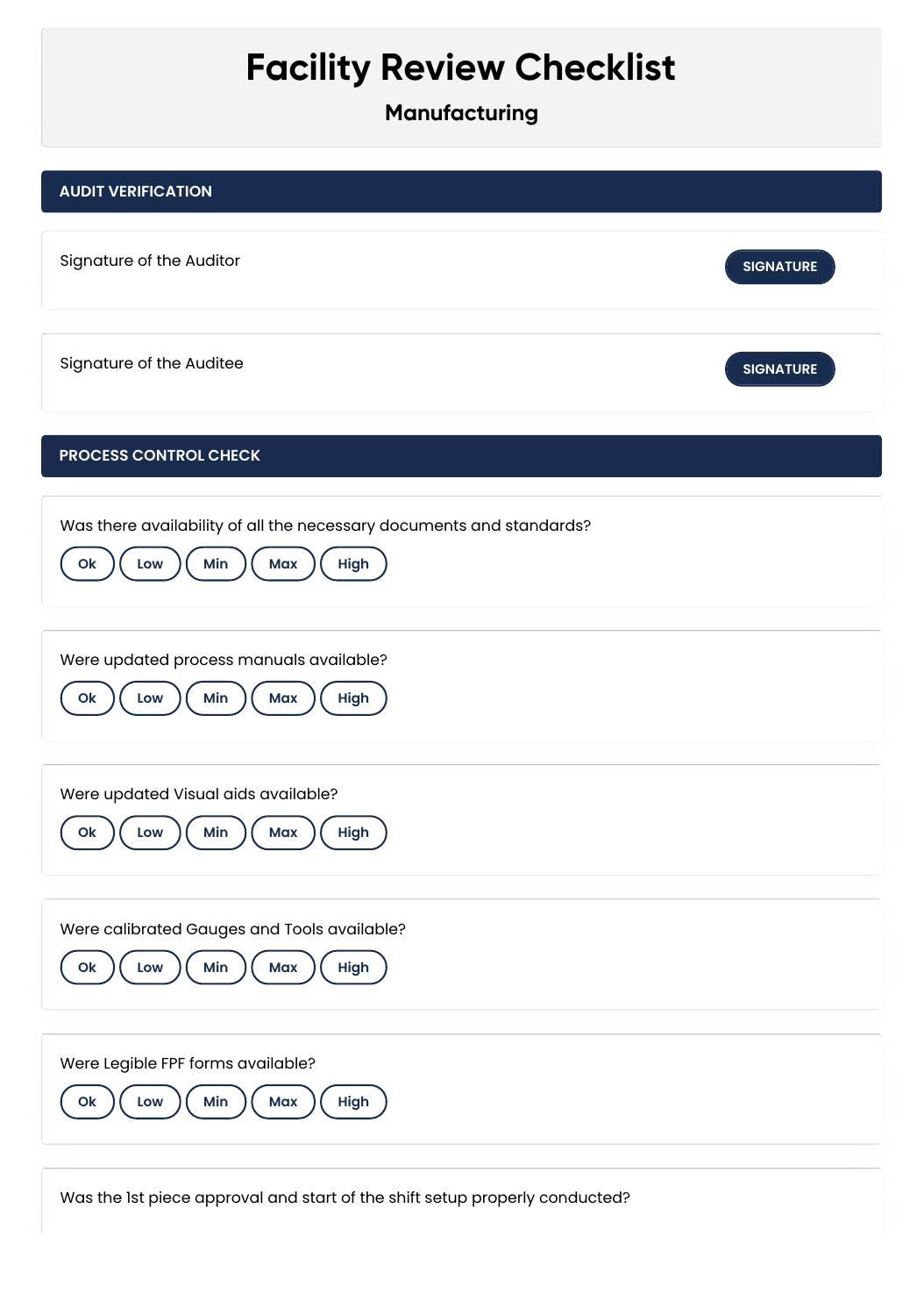# Facility Review Checklist

## Manufacturing

## AUDIT VERIFICATION

Signature of the Auditor

SIGNATURE

Signature of the Auditee

SIGNATURE

## PROCESS CONTROL CHECK

Was there availability of all the necessary documents and standards?

Ok | Low | Min | Max | High

Were updated process manuals available?

Ok | Low | Min | Max | High

Were updated Visual aids available?

Ok | Low | Min | Max | High

Were calibrated Gauges and Tools available?

Ok | Low | Min | Max | High

Were Legible FPF forms available?

Ok | Low | Min | Max | High

Was the 1st piece approval and start of the shift setup properly conducted?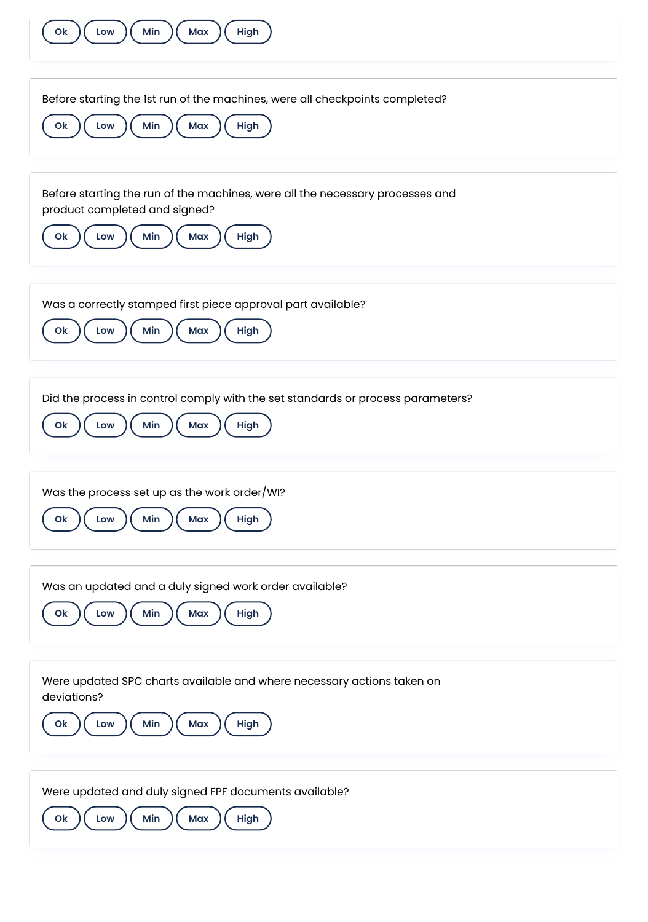Ok Low Min Max High

Before starting the 1st run of the machines, were all checkpoints completed?

Ok Low Min Max High

Before starting the run of the machines, were all the necessary processes and product completed and signed?

Ok Low Min Max High

Was a correctly stamped first piece approval part available?

Ok Low Min Max High

Did the process in control comply with the set standards or process parameters?

Ok Low Min Max High

Was the process set up as the work order/WI?

Ok Low Min Max High

Was an updated and a duly signed work order available?

Ok Low Min Max High

Were updated SPC charts available and where necessary actions taken on deviations?

Ok Low Min Max High

Were updated and duly signed FPF documents available?

Ok Low Min Max High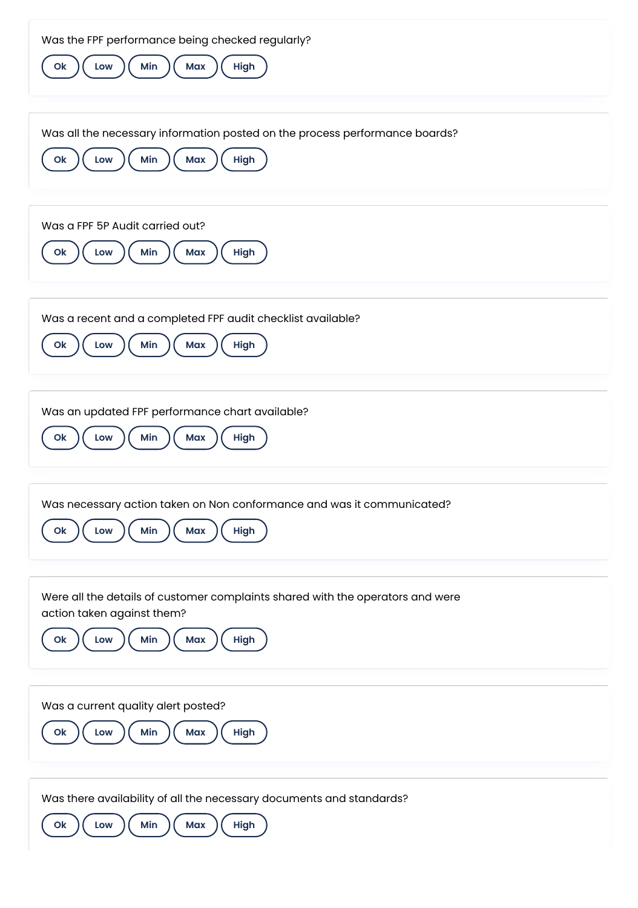Was the FPF performance being checked regularly?

Ok Low Min Max High

Was all the necessary information posted on the process performance boards?

Ok Low Min Max High

Was a FPF 5P Audit carried out?

Ok Low Min Max High

Was a recent and a completed FPF audit checklist available?

Ok Low Min Max High

Was an updated FPF performance chart available?

Ok Low Min Max High

Was necessary action taken on Non conformance and was it communicated?

Ok Low Min Max High

Were all the details of customer complaints shared with the operators and were action taken against them?

Ok Low Min Max High

Was a current quality alert posted?

Ok Low Min Max High

Was there availability of all the necessary documents and standards?

Ok Low Min Max High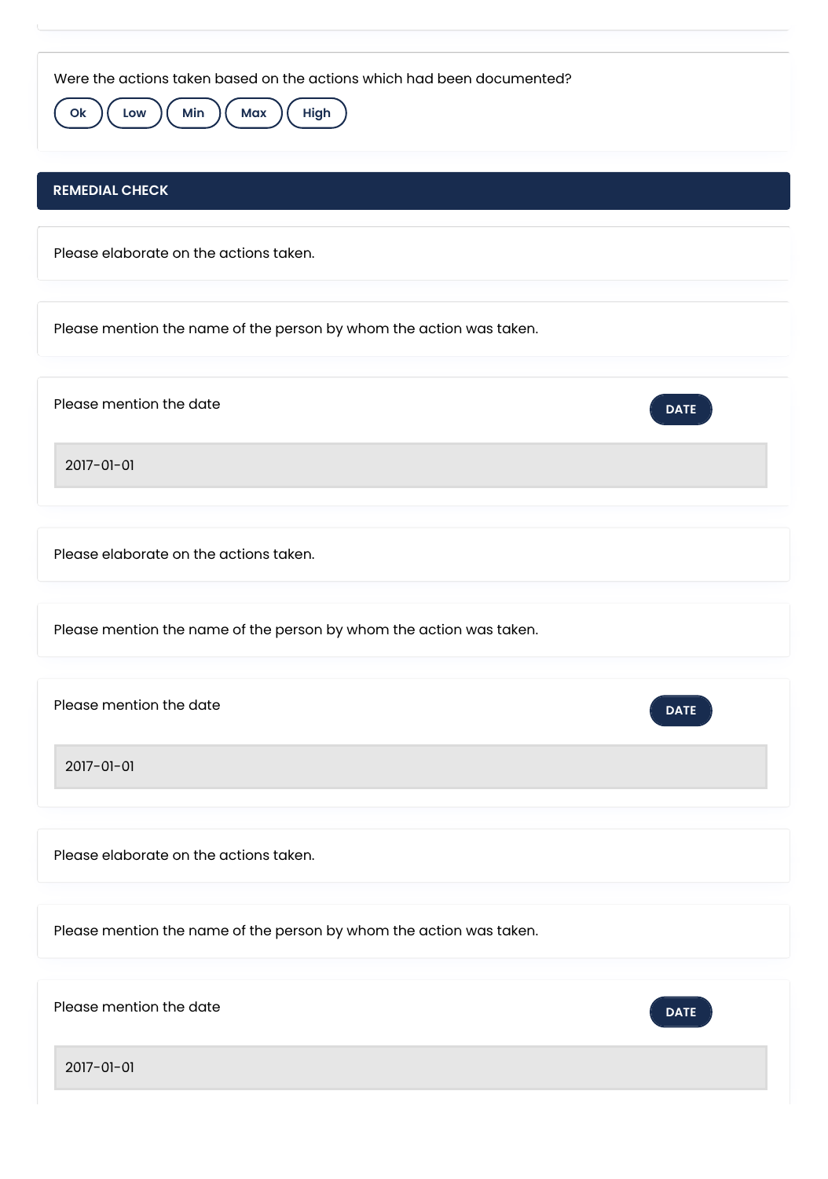Were the actions taken based on the actions which had been documented?

Ok | Low | Min | Max | High

## REMEDIAL CHECK

Please elaborate on the actions taken.

Please mention the name of the person by whom the action was taken.

Please mention the date

DATE

2017-01-01

Please elaborate on the actions taken.

Please mention the name of the person by whom the action was taken.

Please mention the date

DATE

2017-01-01

Please elaborate on the actions taken.

Please mention the name of the person by whom the action was taken.

Please mention the date

DATE

2017-01-01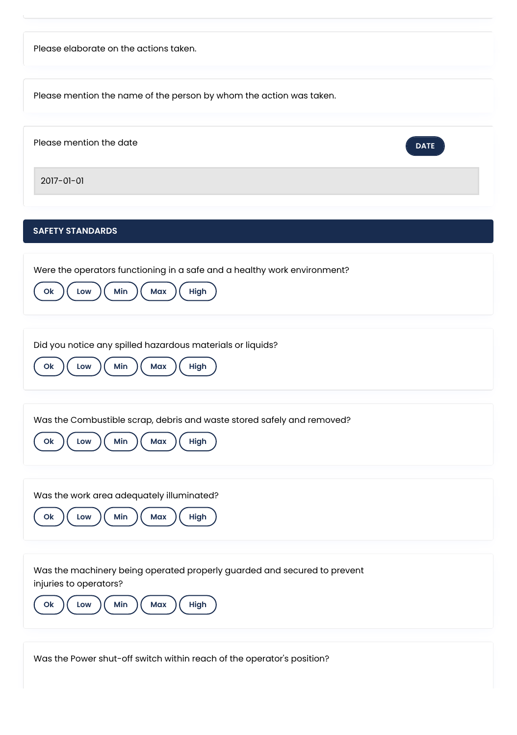Please elaborate on the actions taken.

Please mention the name of the person by whom the action was taken.

Please mention the date

DATE

2017-01-01

## SAFETY STANDARDS

Were the operators functioning in a safe and a healthy work environment?

Ok | Low | Min | Max | High

Did you notice any spilled hazardous materials or liquids?

Ok | Low | Min | Max | High

Was the Combustible scrap, debris and waste stored safely and removed?

Ok | Low | Min | Max | High

Was the work area adequately illuminated?

Ok | Low | Min | Max | High

Was the machinery being operated properly guarded and secured to prevent injuries to operators?

Ok | Low | Min | Max | High

Was the Power shut-off switch within reach of the operator's position?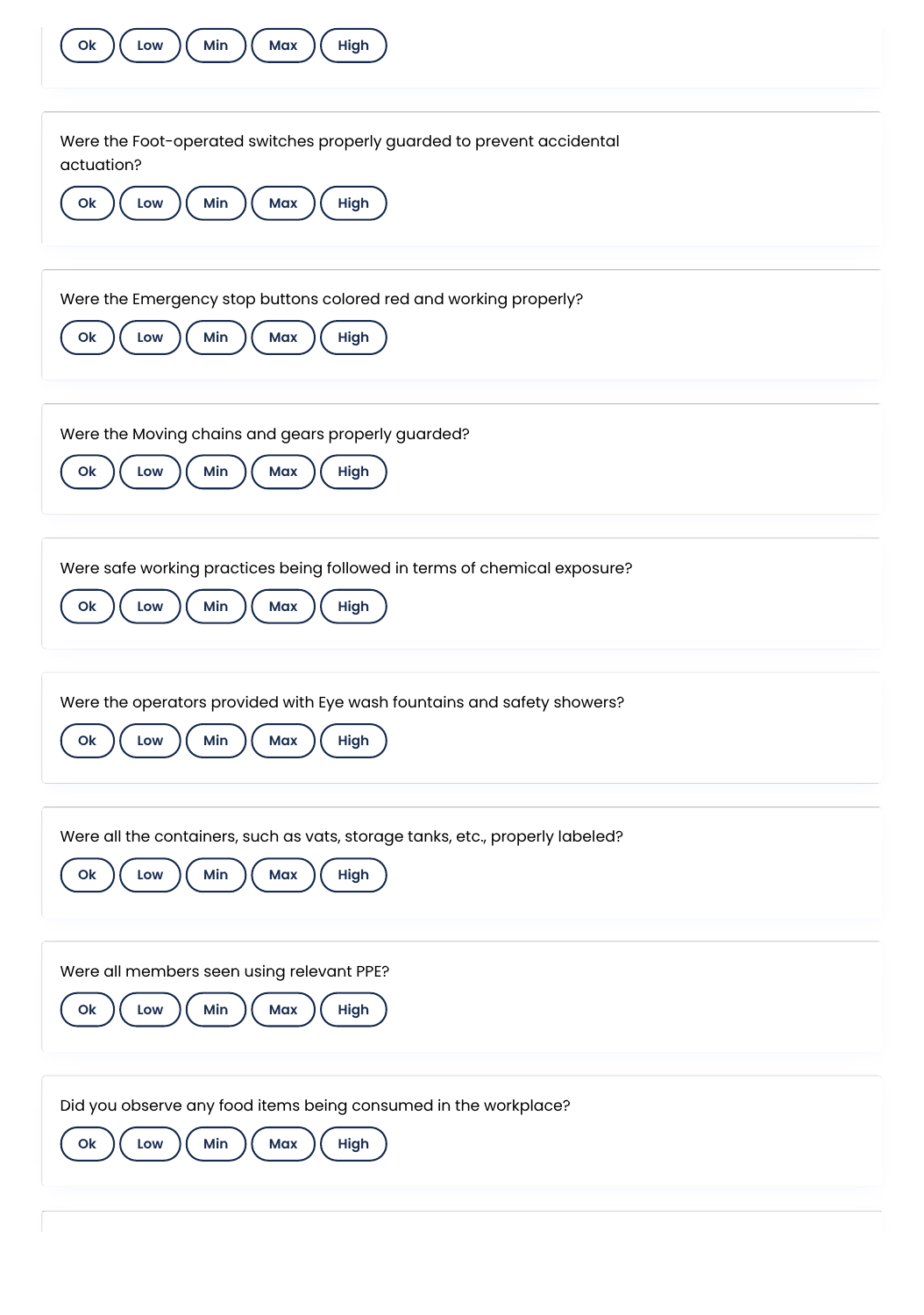Ok Low Min Max High

Were the Foot-operated switches properly guarded to prevent accidental actuation?

Ok Low Min Max High

Were the Emergency stop buttons colored red and working properly?

Ok Low Min Max High

Were the Moving chains and gears properly guarded?

Ok Low Min Max High

Were safe working practices being followed in terms of chemical exposure?

Ok Low Min Max High

Were the operators provided with Eye wash fountains and safety showers?

Ok Low Min Max High

Were all the containers, such as vats, storage tanks, etc., properly labeled?

Ok Low Min Max High

Were all members seen using relevant PPE?

Ok Low Min Max High

Did you observe any food items being consumed in the workplace?

Ok Low Min Max High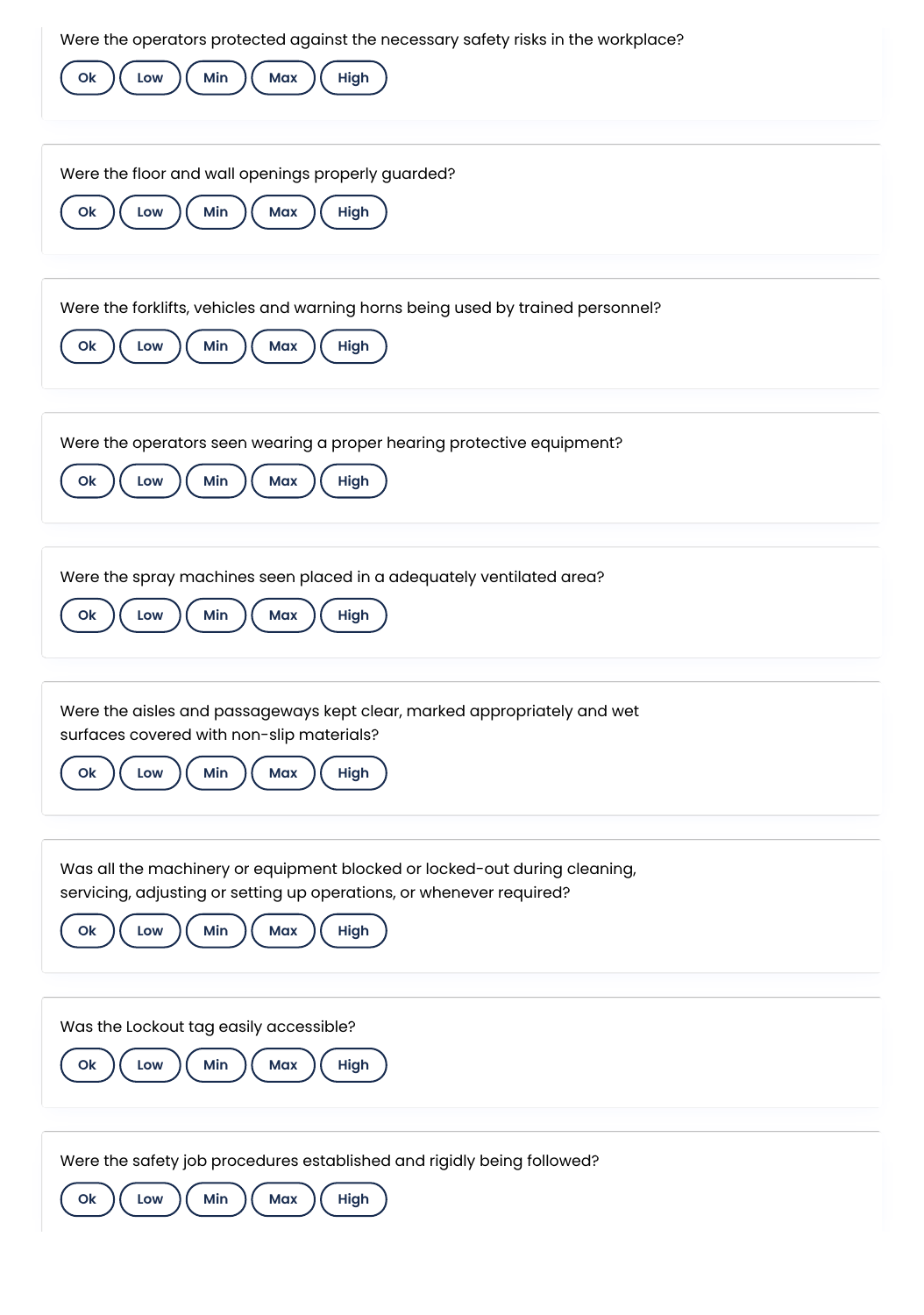Were the operators protected against the necessary safety risks in the workplace?

Ok Low Min Max High

Were the floor and wall openings properly guarded?

Ok Low Min Max High

Were the forklifts, vehicles and warning horns being used by trained personnel?

Ok Low Min Max High

Were the operators seen wearing a proper hearing protective equipment?

Ok Low Min Max High

Were the spray machines seen placed in a adequately ventilated area?

Ok Low Min Max High

Were the aisles and passageways kept clear, marked appropriately and wet surfaces covered with non-slip materials?

Ok Low Min Max High

Was all the machinery or equipment blocked or locked-out during cleaning, servicing, adjusting or setting up operations, or whenever required?

Ok Low Min Max High

Was the Lockout tag easily accessible?

Ok Low Min Max High

Were the safety job procedures established and rigidly being followed?

Ok Low Min Max High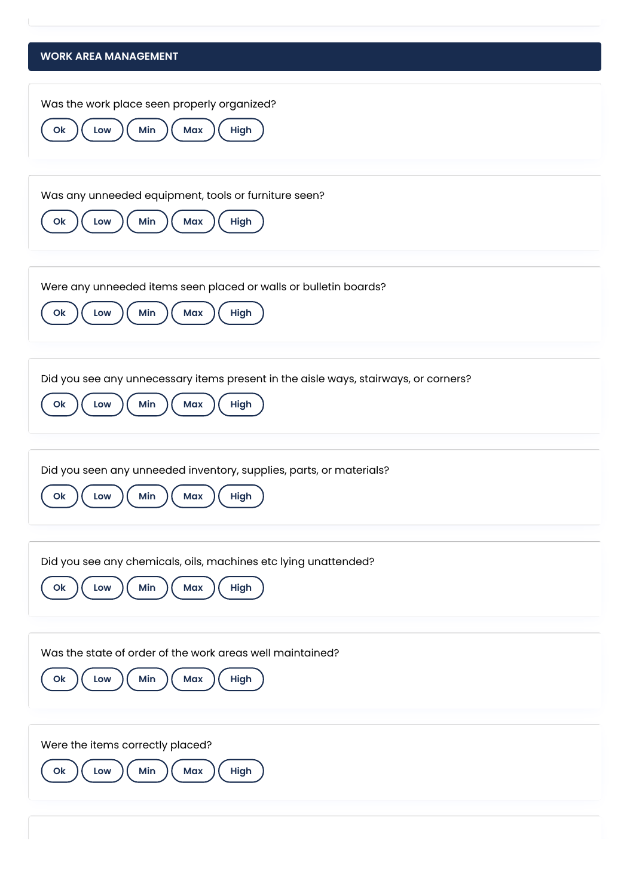## WORK AREA MANAGEMENT

Was the work place seen properly organized?

Ok | Low | Min | Max | High

Was any unneeded equipment, tools or furniture seen?

Ok | Low | Min | Max | High

Were any unneeded items seen placed or walls or bulletin boards?

Ok | Low | Min | Max | High

Did you see any unnecessary items present in the aisle ways, stairways, or corners?

Ok | Low | Min | Max | High

Did you seen any unneeded inventory, supplies, parts, or materials?

Ok | Low | Min | Max | High

Did you see any chemicals, oils, machines etc lying unattended?

Ok | Low | Min | Max | High

Was the state of order of the work areas well maintained?

Ok | Low | Min | Max | High

Were the items correctly placed?

Ok | Low | Min | Max | High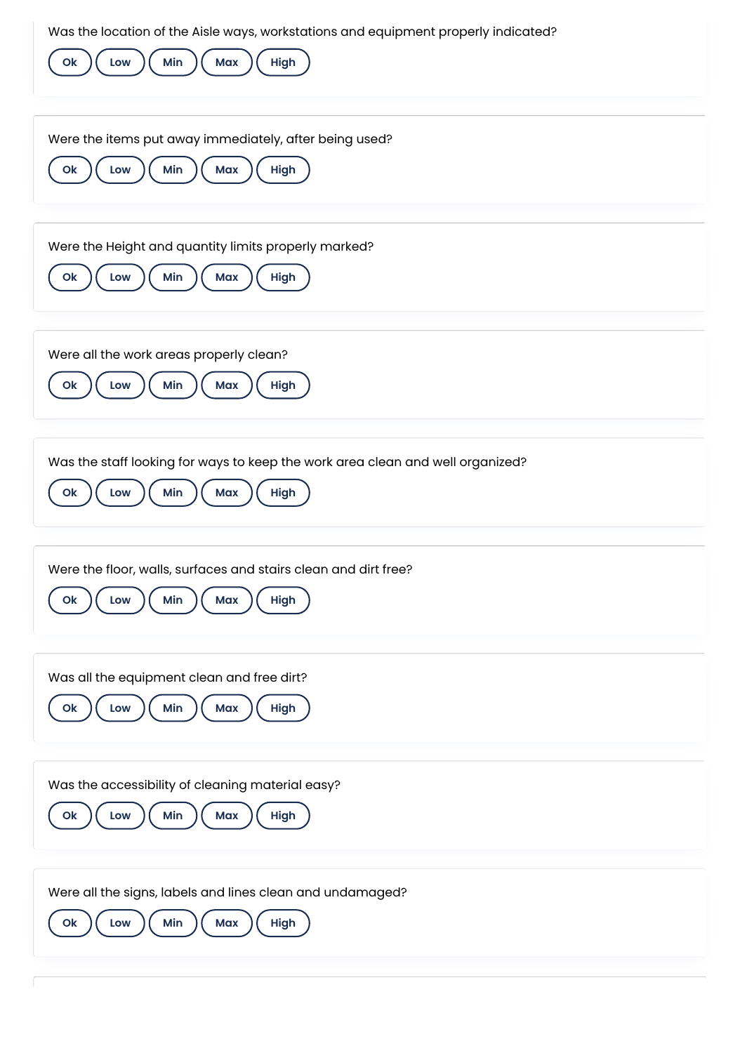Was the location of the Aisle ways, workstations and equipment properly indicated?

Ok Low Min Max High

Were the items put away immediately, after being used?

Ok Low Min Max High

Were the Height and quantity limits properly marked?

Ok Low Min Max High

Were all the work areas properly clean?

Ok Low Min Max High

Was the staff looking for ways to keep the work area clean and well organized?

Ok Low Min Max High

Were the floor, walls, surfaces and stairs clean and dirt free?

Ok Low Min Max High

Was all the equipment clean and free dirt?

Ok Low Min Max High

Was the accessibility of cleaning material easy?

Ok Low Min Max High

Were all the signs, labels and lines clean and undamaged?

Ok Low Min Max High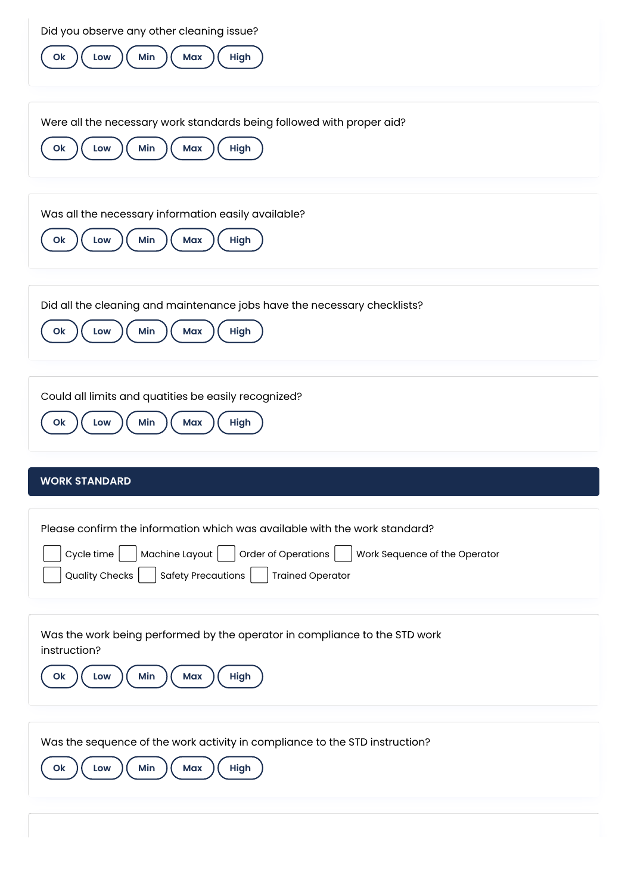Did you observe any other cleaning issue?

Ok | Low | Min | Max | High

Were all the necessary work standards being followed with proper aid?

Ok | Low | Min | Max | High

Was all the necessary information easily available?

Ok | Low | Min | Max | High

Did all the cleaning and maintenance jobs have the necessary checklists?

Ok | Low | Min | Max | High

Could all limits and quatities be easily recognized?

Ok | Low | Min | Max | High

## WORK STANDARD

Please confirm the information which was available with the work standard?

- [ ] Cycle time
- [ ] Machine Layout
- [ ] Order of Operations
- [ ] Work Sequence of the Operator
- [ ] Quality Checks
- [ ] Safety Precautions
- [ ] Trained Operator

Was the work being performed by the operator in compliance to the STD work instruction?

Ok | Low | Min | Max | High

Was the sequence of the work activity in compliance to the STD instruction?

Ok | Low | Min | Max | High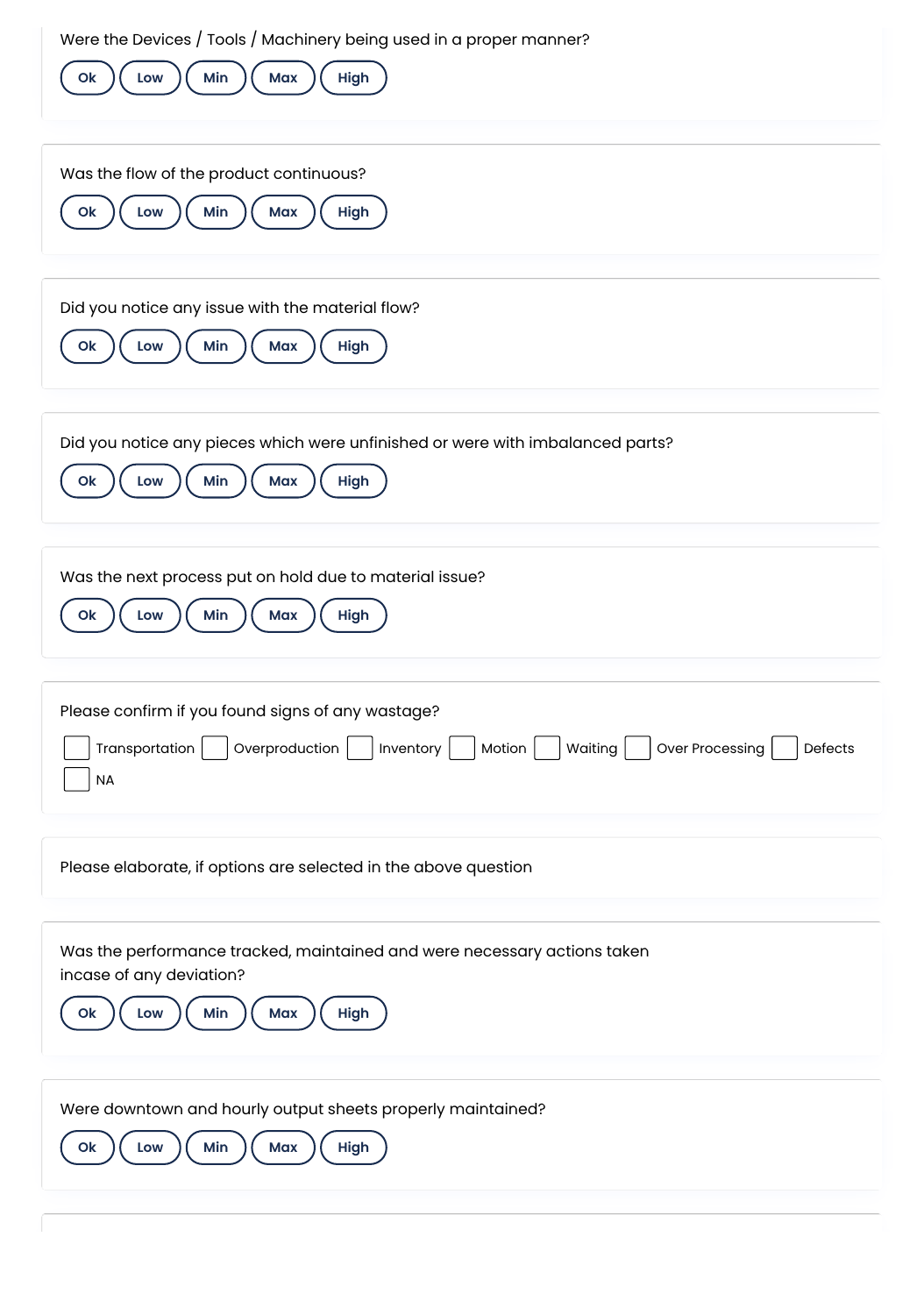Were the Devices / Tools / Machinery being used in a proper manner?

Ok | Low | Min | Max | High

Was the flow of the product continuous?

Ok | Low | Min | Max | High

Did you notice any issue with the material flow?

Ok | Low | Min | Max | High

Did you notice any pieces which were unfinished or were with imbalanced parts?

Ok | Low | Min | Max | High

Was the next process put on hold due to material issue?

Ok | Low | Min | Max | High

Please confirm if you found signs of any wastage?

- [ ] Transportation
- [ ] Overproduction
- [ ] Inventory
- [ ] Motion
- [ ] Waiting
- [ ] Over Processing
- [ ] Defects
- [ ] NA

Please elaborate, if options are selected in the above question

Was the performance tracked, maintained and were necessary actions taken incase of any deviation?

Ok | Low | Min | Max | High

Were downtown and hourly output sheets properly maintained?

Ok | Low | Min | Max | High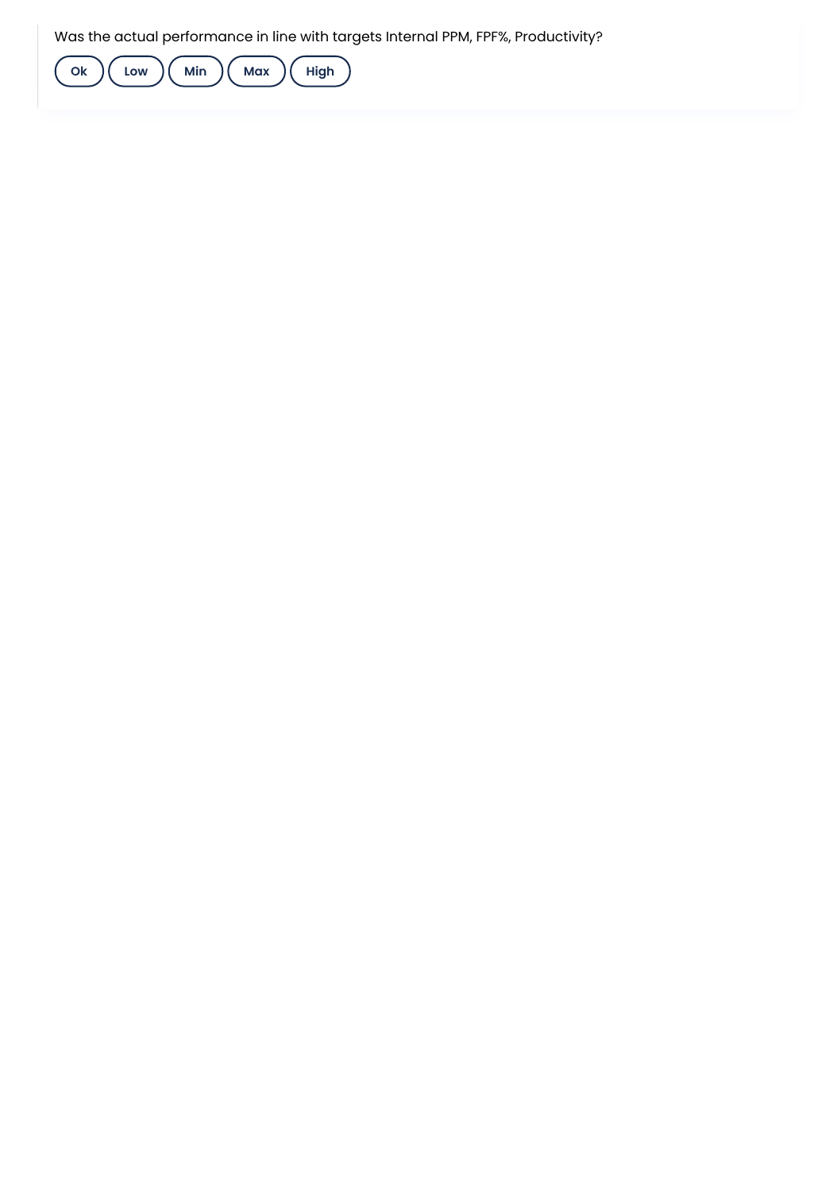Was the actual performance in line with targets Internal PPM, FPF%, Productivity?

Ok | Low | Min | Max | High